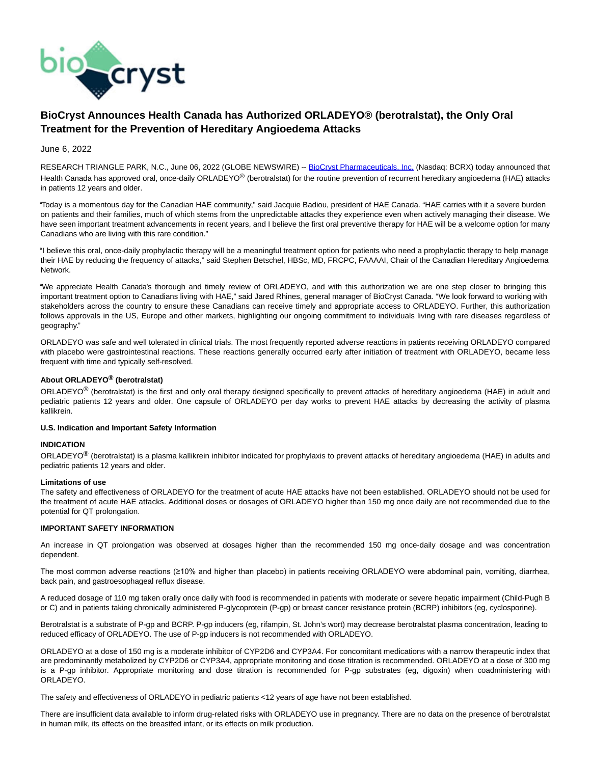# BioCryst Announces Health Canada has Authorized ORLADEYO® (berotralstat), the Only Oral Treatment for the Prevention of Hereditary Angioedema Attacks

June 6, 2022

RESEARCH TRIANGLE PARK, N.C., June 06, 2022 (GLOBE NEWSWIRE) -- BioCryst Pharmaceuticals, Inc. (Nasdaq: BCRX) today announced that Health Canada has approved oral, once-daily ORLADEYO® (berotralstat) for the routine prevention of recurrent hereditary angioedema (HAE) attacks in patients 12 years and older.

"Today is a momentous day for the Canadian HAE community," said Jacquie Badiou, president of HAE Canada. "HAE carries with it a severe burden on patients and their families, much of which stems from the unpredictable attacks they experience even when actively managing their disease. We have seen important treatment advancements in recent years, and I believe the first oral preventive therapy for HAE will be a welcome option for many Canadians who are living with this rare condition."

"I believe this oral, once-daily prophylactic therapy will be a meaningful treatment option for patients who need a prophylactic therapy to help manage their HAE by reducing the frequency of attacks," said Stephen Betschel, HBSc, MD, FRCPC, FAAAAI, Chair of the Canadian Hereditary Angioedema Network.

"We appreciate Health Canada's thorough and timely review of ORLADEYO, and with this authorization we are one step closer to bringing this important treatment option to Canadians living with HAE," said Jared Rhines, general manager of BioCryst Canada. "We look forward to working with stakeholders across the country to ensure these Canadians can receive timely and appropriate access to ORLADEYO. Further, this authorization follows approvals in the US, Europe and other markets, highlighting our ongoing commitment to individuals living with rare diseases regardless of geography."

ORLADEYO was safe and well tolerated in clinical trials. The most frequently reported adverse reactions in patients receiving ORLADEYO compared with placebo were gastrointestinal reactions. These reactions generally occurred early after initiation of treatment with ORLADEYO, became less frequent with time and typically self-resolved.

**About ORLADEYO® (berotralstat)**

ORLADEYO® (berotralstat) is the first and only oral therapy designed specifically to prevent attacks of hereditary angioedema (HAE) in adult and pediatric patients 12 years and older. One capsule of ORLADEYO per day works to prevent HAE attacks by decreasing the activity of plasma kallikrein.

**U.S. Indication and Important Safety Information**

**INDICATION**

ORLADEYO® (berotralstat) is a plasma kallikrein inhibitor indicated for prophylaxis to prevent attacks of hereditary angioedema (HAE) in adults and pediatric patients 12 years and older.

**Limitations of use**

The safety and effectiveness of ORLADEYO for the treatment of acute HAE attacks have not been established. ORLADEYO should not be used for the treatment of acute HAE attacks. Additional doses or dosages of ORLADEYO higher than 150 mg once daily are not recommended due to the potential for QT prolongation.

**IMPORTANT SAFETY INFORMATION**

An increase in QT prolongation was observed at dosages higher than the recommended 150 mg once-daily dosage and was concentration dependent.

The most common adverse reactions (≥10% and higher than placebo) in patients receiving ORLADEYO were abdominal pain, vomiting, diarrhea, back pain, and gastroesophageal reflux disease.

A reduced dosage of 110 mg taken orally once daily with food is recommended in patients with moderate or severe hepatic impairment (Child-Pugh B or C) and in patients taking chronically administered P-glycoprotein (P-gp) or breast cancer resistance protein (BCRP) inhibitors (eg, cyclosporine).

Berotralstat is a substrate of P-gp and BCRP. P-gp inducers (eg, rifampin, St. John's wort) may decrease berotralstat plasma concentration, leading to reduced efficacy of ORLADEYO. The use of P-gp inducers is not recommended with ORLADEYO.

ORLADEYO at a dose of 150 mg is a moderate inhibitor of CYP2D6 and CYP3A4. For concomitant medications with a narrow therapeutic index that are predominantly metabolized by CYP2D6 or CYP3A4, appropriate monitoring and dose titration is recommended. ORLADEYO at a dose of 300 mg is a P-gp inhibitor. Appropriate monitoring and dose titration is recommended for P-gp substrates (eg, digoxin) when coadministering with ORLADEYO.

The safety and effectiveness of ORLADEYO in pediatric patients <12 years of age have not been established.

There are insufficient data available to inform drug-related risks with ORLADEYO use in pregnancy. There are no data on the presence of berotralstat in human milk, its effects on the breastfed infant, or its effects on milk production.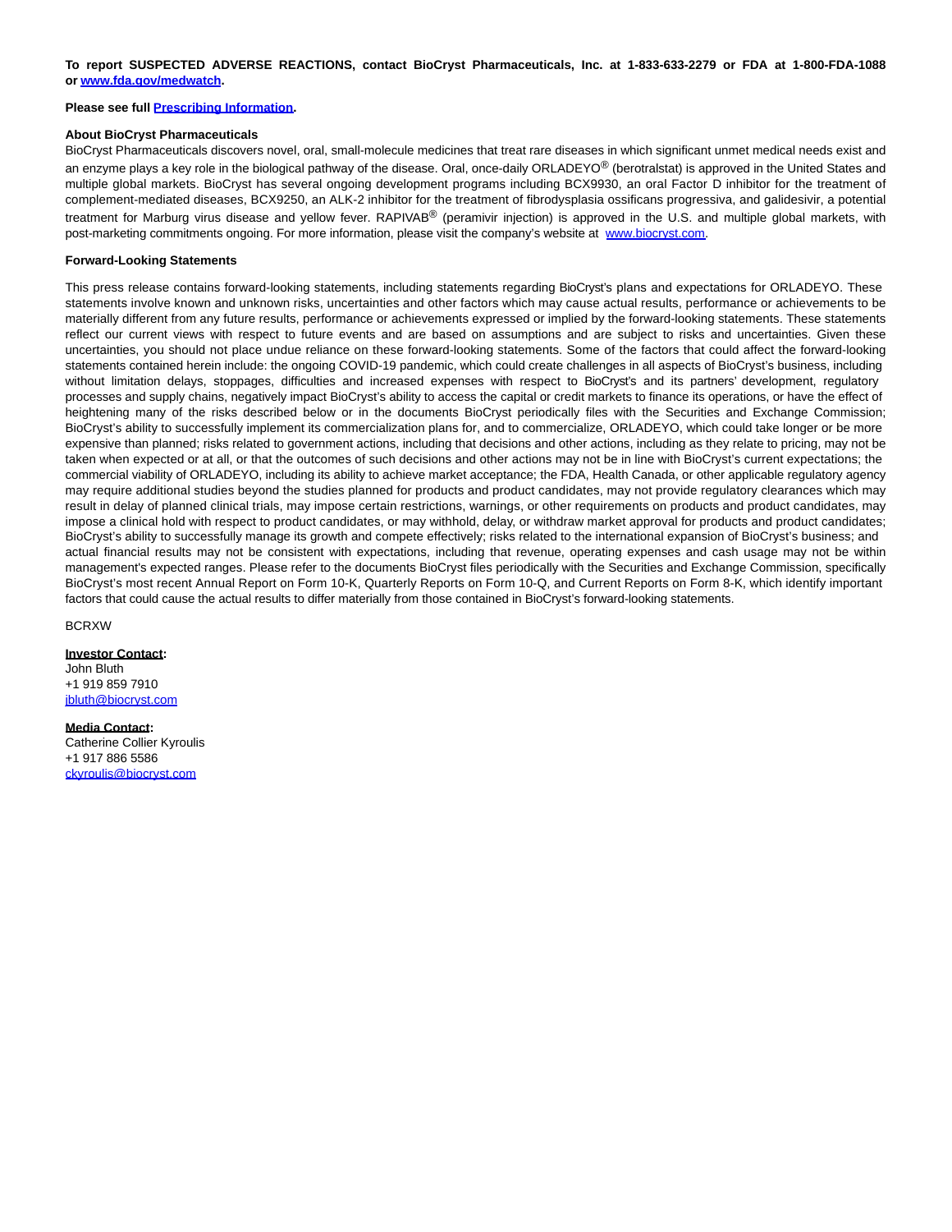**To report SUSPECTED ADVERSE REACTIONS, contact BioCryst Pharmaceuticals, Inc. at 1-833-633-2279 or FDA at 1-800-FDA-1088 or www.fda.gov/medwatch.**

**Please see full Prescribing Information.**

**About BioCryst Pharmaceuticals**

BioCryst Pharmaceuticals discovers novel, oral, small-molecule medicines that treat rare diseases in which significant unmet medical needs exist and an enzyme plays a key role in the biological pathway of the disease. Oral, once-daily ORLADEYO® (berotralstat) is approved in the United States and multiple global markets. BioCryst has several ongoing development programs including BCX9930, an oral Factor D inhibitor for the treatment of complement-mediated diseases, BCX9250, an ALK-2 inhibitor for the treatment of fibrodysplasia ossificans progressiva, and galidesivir, a potential treatment for Marburg virus disease and yellow fever. RAPIVAB® (peramivir injection) is approved in the U.S. and multiple global markets, with post-marketing commitments ongoing. For more information, please visit the company's website at www.biocryst.com.

**Forward-Looking Statements**

This press release contains forward-looking statements, including statements regarding BioCryst's plans and expectations for ORLADEYO. These statements involve known and unknown risks, uncertainties and other factors which may cause actual results, performance or achievements to be materially different from any future results, performance or achievements expressed or implied by the forward-looking statements. These statements reflect our current views with respect to future events and are based on assumptions and are subject to risks and uncertainties. Given these uncertainties, you should not place undue reliance on these forward-looking statements. Some of the factors that could affect the forward-looking statements contained herein include: the ongoing COVID-19 pandemic, which could create challenges in all aspects of BioCryst's business, including without limitation delays, stoppages, difficulties and increased expenses with respect to BioCryst's and its partners' development, regulatory processes and supply chains, negatively impact BioCryst's ability to access the capital or credit markets to finance its operations, or have the effect of heightening many of the risks described below or in the documents BioCryst periodically files with the Securities and Exchange Commission; BioCryst's ability to successfully implement its commercialization plans for, and to commercialize, ORLADEYO, which could take longer or be more expensive than planned; risks related to government actions, including that decisions and other actions, including as they relate to pricing, may not be taken when expected or at all, or that the outcomes of such decisions and other actions may not be in line with BioCryst's current expectations; the commercial viability of ORLADEYO, including its ability to achieve market acceptance; the FDA, Health Canada, or other applicable regulatory agency may require additional studies beyond the studies planned for products and product candidates, may not provide regulatory clearances which may result in delay of planned clinical trials, may impose certain restrictions, warnings, or other requirements on products and product candidates, may impose a clinical hold with respect to product candidates, or may withhold, delay, or withdraw market approval for products and product candidates; BioCryst's ability to successfully manage its growth and compete effectively; risks related to the international expansion of BioCryst's business; and actual financial results may not be consistent with expectations, including that revenue, operating expenses and cash usage may not be within management's expected ranges. Please refer to the documents BioCryst files periodically with the Securities and Exchange Commission, specifically BioCryst's most recent Annual Report on Form 10-K, Quarterly Reports on Form 10-Q, and Current Reports on Form 8-K, which identify important factors that could cause the actual results to differ materially from those contained in BioCryst's forward-looking statements.

BCRXW

**Investor Contact:**
John Bluth
+1 919 859 7910
jbluth@biocryst.com

**Media Contact:**
Catherine Collier Kyroulis
+1 917 886 5586
ckyroulis@biocryst.com